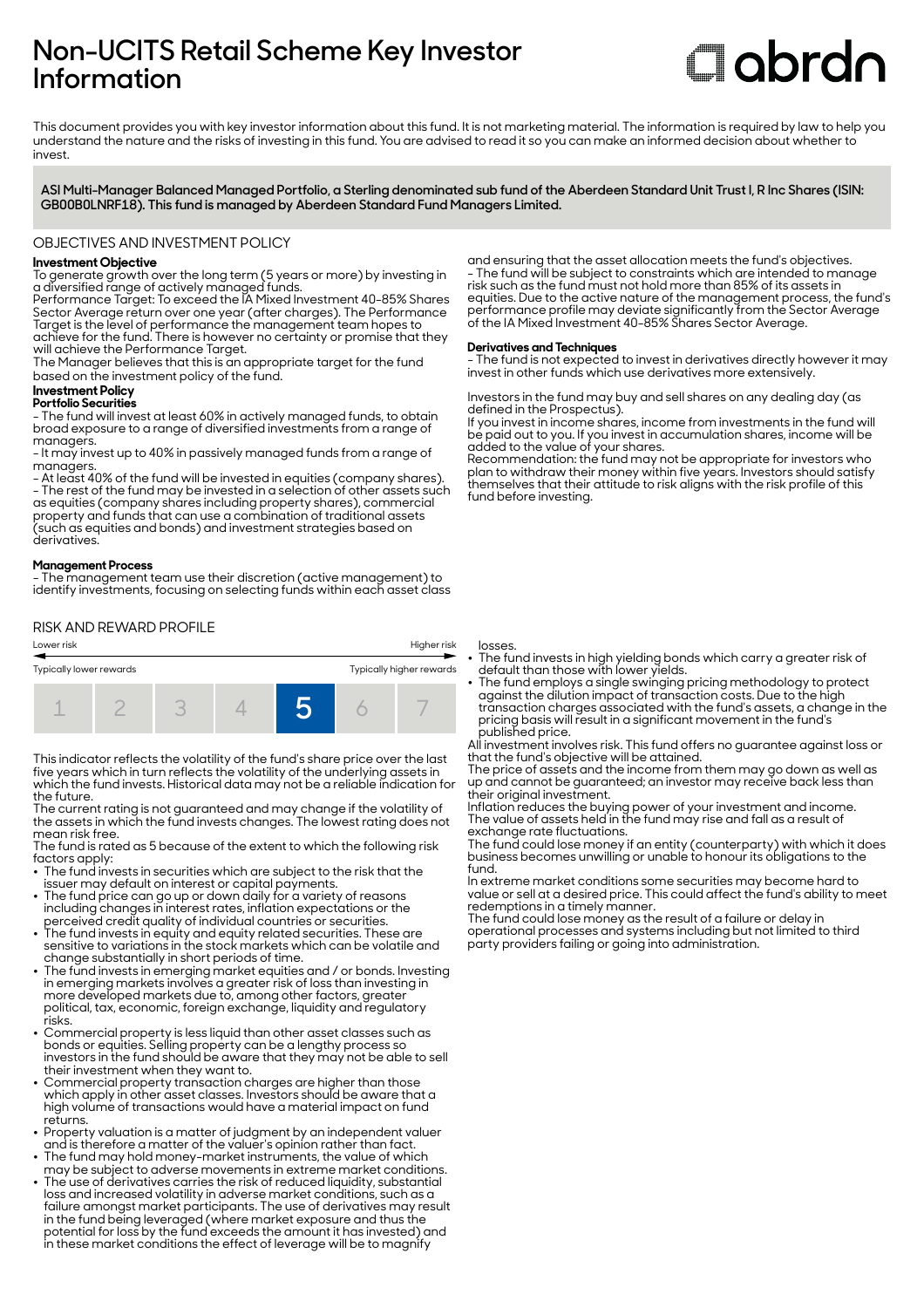# Non-UCITS Retail Scheme Key Investor Information

abrdn

This document provides you with key investor information about this fund. It is not marketing material. The information is required by law to help you understand the nature and the risks of investing in this fund. You are advised to read it so you can make an informed decision about whether to invest.

**ASI Multi-Manager Balanced Managed Portfolio, a Sterling denominated sub fund of the Aberdeen Standard Unit Trust I, R Inc Shares (ISIN: GB00B0LNRF18). This fund is managed by Aberdeen Standard Fund Managers Limited.**

## OBJECTIVES AND INVESTMENT POLICY

**Investment Objective**

To generate growth over the long term (5 years or more) by investing in a diversified range of actively managed funds.

Performance Target: To exceed the IA Mixed Investment 40-85% Shares Sector Average return over one year (after charges). The Performance Target is the level of performance the management team hopes to achieve for the fund. There is however no certainty or promise that they will achieve the Performance Target.

The Manager believes that this is an appropriate target for the fund based on the investment policy of the fund.

**Investment Policy**

**Portfolio Securities**

- The fund will invest at least 60% in actively managed funds, to obtain broad exposure to a range of diversified investments from a range of managers.
- It may invest up to 40% in passively managed funds from a range of managers.
- At least 40% of the fund will be invested in equities (company shares).
- The rest of the fund may be invested in a selection of other assets such as equities (company shares including property shares), commercial property and funds that can use a combination of traditional assets (such as equities and bonds) and investment strategies based on derivatives.

**Management Process**

- The management team use their discretion (active management) to identify investments, focusing on selecting funds within each asset class and ensuring that the asset allocation meets the fund's objectives.
- The fund will be subject to constraints which are intended to manage risk such as the fund must not hold more than 85% of its assets in equities. Due to the active nature of the management process, the fund's performance profile may deviate significantly from the Sector Average of the IA Mixed Investment 40-85% Shares Sector Average.

**Derivatives and Techniques**

- The fund is not expected to invest in derivatives directly however it may invest in other funds which use derivatives more extensively.

Investors in the fund may buy and sell shares on any dealing day (as defined in the Prospectus).

If you invest in income shares, income from investments in the fund will be paid out to you. If you invest in accumulation shares, income will be added to the value of your shares.

Recommendation: the fund may not be appropriate for investors who plan to withdraw their money within five years. Investors should satisfy themselves that their attitude to risk aligns with the risk profile of this fund before investing.

## RISK AND REWARD PROFILE

| Lower risk | | | | | | Higher risk |
|---|---|---|---|---|---|---|
| Typically lower rewards | | | | | | Typically higher rewards |
| 1 | 2 | 3 | 4 | **5** | 6 | 7 |

This indicator reflects the volatility of the fund's share price over the last five years which in turn reflects the volatility of the underlying assets in which the fund invests. Historical data may not be a reliable indication for the future.

The current rating is not guaranteed and may change if the volatility of the assets in which the fund invests changes. The lowest rating does not mean risk free.

The fund is rated as 5 because of the extent to which the following risk factors apply:

- The fund invests in securities which are subject to the risk that the issuer may default on interest or capital payments.
- The fund price can go up or down daily for a variety of reasons including changes in interest rates, inflation expectations or the perceived credit quality of individual countries or securities.
- The fund invests in equity and equity related securities. These are sensitive to variations in the stock markets which can be volatile and change substantially in short periods of time.
- The fund invests in emerging market equities and / or bonds. Investing in emerging markets involves a greater risk of loss than investing in more developed markets due to, among other factors, greater political, tax, economic, foreign exchange, liquidity and regulatory risks.
- Commercial property is less liquid than other asset classes such as bonds or equities. Selling property can be a lengthy process so investors in the fund should be aware that they may not be able to sell their investment when they want to.
- Commercial property transaction charges are higher than those which apply in other asset classes. Investors should be aware that a high volume of transactions would have a material impact on fund returns.
- Property valuation is a matter of judgment by an independent valuer and is therefore a matter of the valuer's opinion rather than fact.
- The fund may hold money-market instruments, the value of which may be subject to adverse movements in extreme market conditions.
- The use of derivatives carries the risk of reduced liquidity, substantial loss and increased volatility in adverse market conditions, such as a failure amongst market participants. The use of derivatives may result in the fund being leveraged (where market exposure and thus the potential for loss by the fund exceeds the amount it has invested) and in these market conditions the effect of leverage will be to magnify losses.
- The fund invests in high yielding bonds which carry a greater risk of default than those with lower yields.
- The fund employs a single swinging pricing methodology to protect against the dilution impact of transaction costs. Due to the high transaction charges associated with the fund's assets, a change in the pricing basis will result in a significant movement in the fund's published price.

All investment involves risk. This fund offers no guarantee against loss or that the fund's objective will be attained.

The price of assets and the income from them may go down as well as up and cannot be guaranteed; an investor may receive back less than their original investment.

Inflation reduces the buying power of your investment and income.

The value of assets held in the fund may rise and fall as a result of exchange rate fluctuations.

The fund could lose money if an entity (counterparty) with which it does business becomes unwilling or unable to honour its obligations to the fund.

In extreme market conditions some securities may become hard to value or sell at a desired price. This could affect the fund's ability to meet redemptions in a timely manner.

The fund could lose money as the result of a failure or delay in operational processes and systems including but not limited to third party providers failing or going into administration.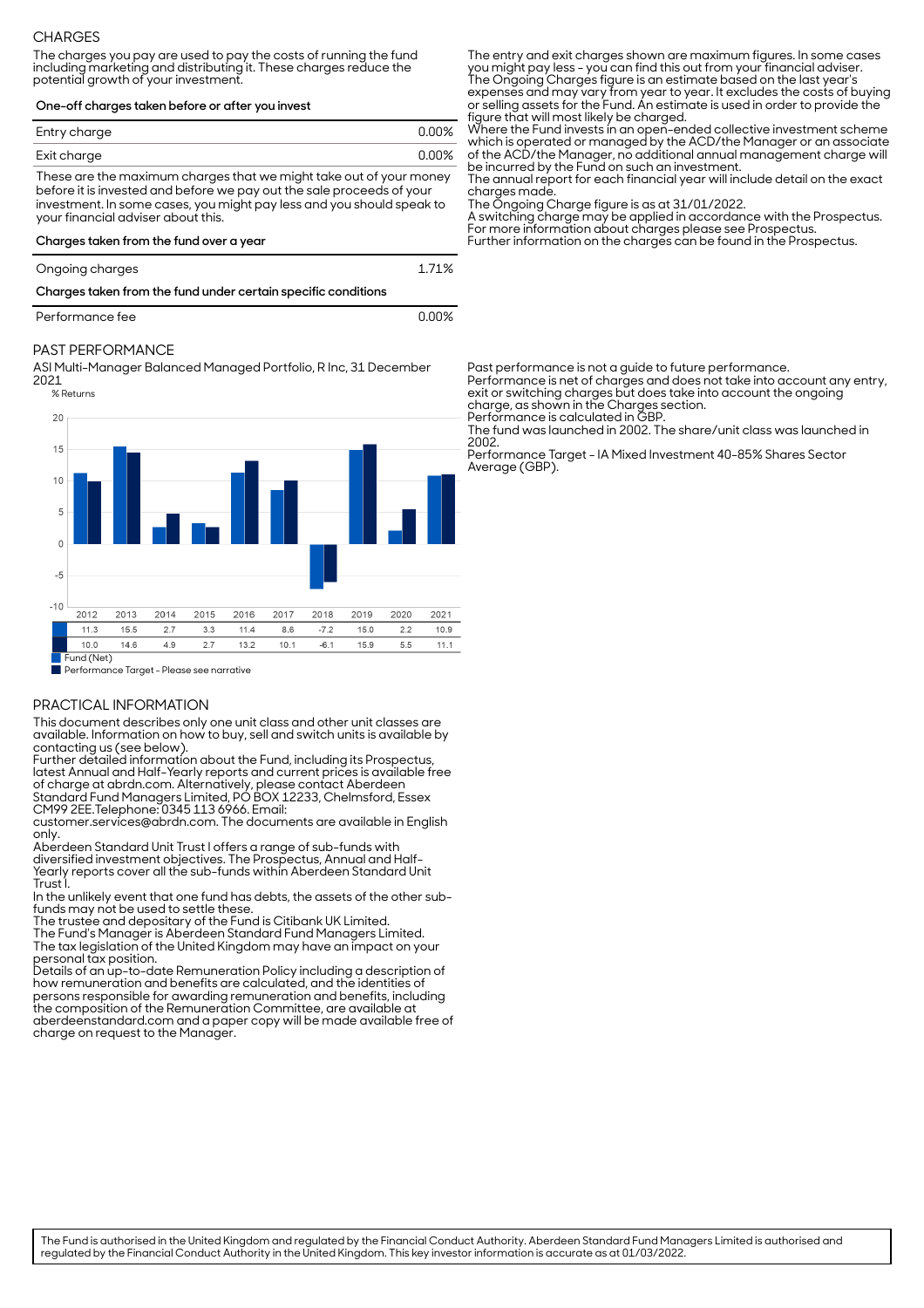## CHARGES

The charges you pay are used to pay the costs of running the fund including marketing and distributing it. These charges reduce the potential growth of your investment.

| One-off charges taken before or after you invest | |
|---|---|
| Entry charge | 0.00% |
| Exit charge | 0.00% |

These are the maximum charges that we might take out of your money before it is invested and before we pay out the sale proceeds of your investment. In some cases, you might pay less and you should speak to your financial adviser about this.

| Charges taken from the fund over a year | |
|---|---|
| Ongoing charges | 1.71% |

| Charges taken from the fund under certain specific conditions | |
|---|---|
| Performance fee | 0.00% |

The entry and exit charges shown are maximum figures. In some cases you might pay less - you can find this out from your financial adviser.
The Ongoing Charges figure is an estimate based on the last year's expenses and may vary from year to year. It excludes the costs of buying or selling assets for the Fund. An estimate is used in order to provide the figure that will most likely be charged.
Where the Fund invests in an open-ended collective investment scheme which is operated or managed by the ACD/the Manager or an associate of the ACD/the Manager, no additional annual management charge will be incurred by the Fund on such an investment.
The annual report for each financial year will include detail on the exact charges made.
The Ongoing Charge figure is as at 31/01/2022.
A switching charge may be applied in accordance with the Prospectus.
For more information about charges please see Prospectus.
Further information on the charges can be found in the Prospectus.

## PAST PERFORMANCE

ASI Multi-Manager Balanced Managed Portfolio, R Inc, 31 December 2021

% Returns

20
15
10
5
0
-5
-10

2012 2013 2014 2015 2016 2017 2018 2019 2020 2021

11.3 15.5 2.7 3.3 11.4 8.6 -7.2 15.0 2.2 10.9

10.0 14.6 4.9 2.7 13.2 10.1 -6.1 15.9 5.5 11.1

Fund (Net)

Performance Target - Please see narrative

Past performance is not a guide to future performance.
Performance is net of charges and does not take into account any entry, exit or switching charges but does take into account the ongoing charge, as shown in the Charges section.
Performance is calculated in GBP.
The fund was launched in 2002. The share/unit class was launched in 2002.
Performance Target - IA Mixed Investment 40-85% Shares Sector Average (GBP).

## PRACTICAL INFORMATION

This document describes only one unit class and other unit classes are available. Information on how to buy, sell and switch units is available by contacting us (see below).
Further detailed information about the Fund, including its Prospectus, latest Annual and Half-Yearly reports and current prices is available free of charge at abrdn.com. Alternatively, please contact Aberdeen Standard Fund Managers Limited, PO BOX 12233, Chelmsford, Essex CM99 2EE.Telephone: 0345 113 6966. Email: customer.services@abrdn.com. The documents are available in English only.
Aberdeen Standard Unit Trust I offers a range of sub-funds with diversified investment objectives. The Prospectus, Annual and Half-Yearly reports cover all the sub-funds within Aberdeen Standard Unit Trust I.
In the unlikely event that one fund has debts, the assets of the other sub-funds may not be used to settle these.
The trustee and depositary of the Fund is Citibank UK Limited.
The Fund's Manager is Aberdeen Standard Fund Managers Limited.
The tax legislation of the United Kingdom may have an impact on your personal tax position.
Details of an up-to-date Remuneration Policy including a description of how remuneration and benefits are calculated, and the identities of persons responsible for awarding remuneration and benefits, including the composition of the Remuneration Committee, are available at aberdeenstandard.com and a paper copy will be made available free of charge on request to the Manager.

The Fund is authorised in the United Kingdom and regulated by the Financial Conduct Authority. Aberdeen Standard Fund Managers Limited is authorised and regulated by the Financial Conduct Authority in the United Kingdom. This key investor information is accurate as at 01/03/2022.